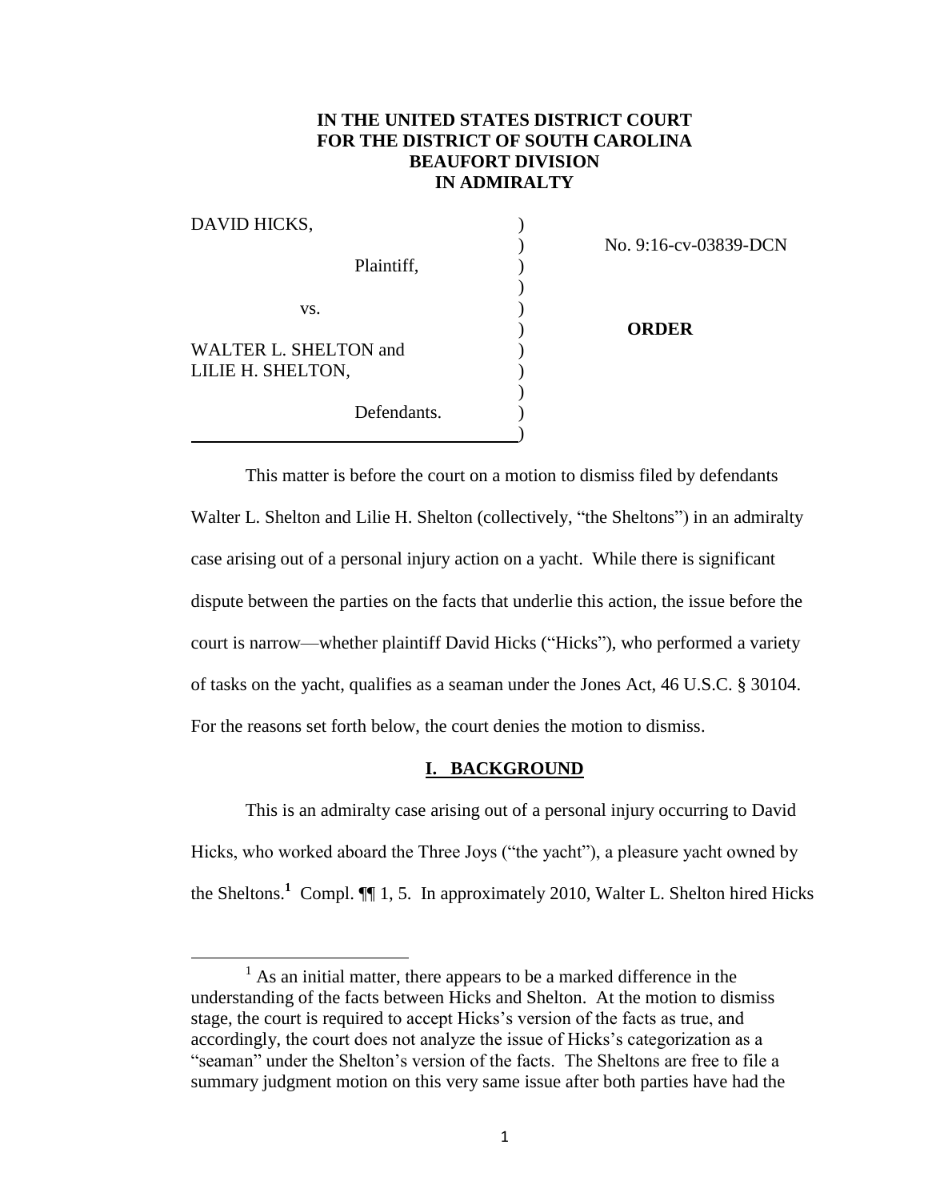**IN THE UNITED STATES DISTRICT COURT**
**FOR THE DISTRICT OF SOUTH CAROLINA**
**BEAUFORT DIVISION**
**IN ADMIRALTY**

| | | |
|---|---|---|
| DAVID HICKS, | ) | |
| | ) | No. 9:16-cv-03839-DCN |
| Plaintiff, | ) | |
| | ) | |
| vs. | ) | |
| | ) | **ORDER** |
| WALTER L. SHELTON and | ) | |
| LILIE H. SHELTON, | ) | |
| | ) | |
| Defendants. | ) | |
| | ) | |

This matter is before the court on a motion to dismiss filed by defendants Walter L. Shelton and Lilie H. Shelton (collectively, "the Sheltons") in an admiralty case arising out of a personal injury action on a yacht. While there is significant dispute between the parties on the facts that underlie this action, the issue before the court is narrow—whether plaintiff David Hicks ("Hicks"), who performed a variety of tasks on the yacht, qualifies as a seaman under the Jones Act, 46 U.S.C. § 30104. For the reasons set forth below, the court denies the motion to dismiss.

## I. BACKGROUND

This is an admiralty case arising out of a personal injury occurring to David Hicks, who worked aboard the Three Joys ("the yacht"), a pleasure yacht owned by the Sheltons.[1] Compl. ¶¶ 1, 5. In approximately 2010, Walter L. Shelton hired Hicks

[1] As an initial matter, there appears to be a marked difference in the understanding of the facts between Hicks and Shelton. At the motion to dismiss stage, the court is required to accept Hicks's version of the facts as true, and accordingly, the court does not analyze the issue of Hicks's categorization as a "seaman" under the Shelton's version of the facts. The Sheltons are free to file a summary judgment motion on this very same issue after both parties have had the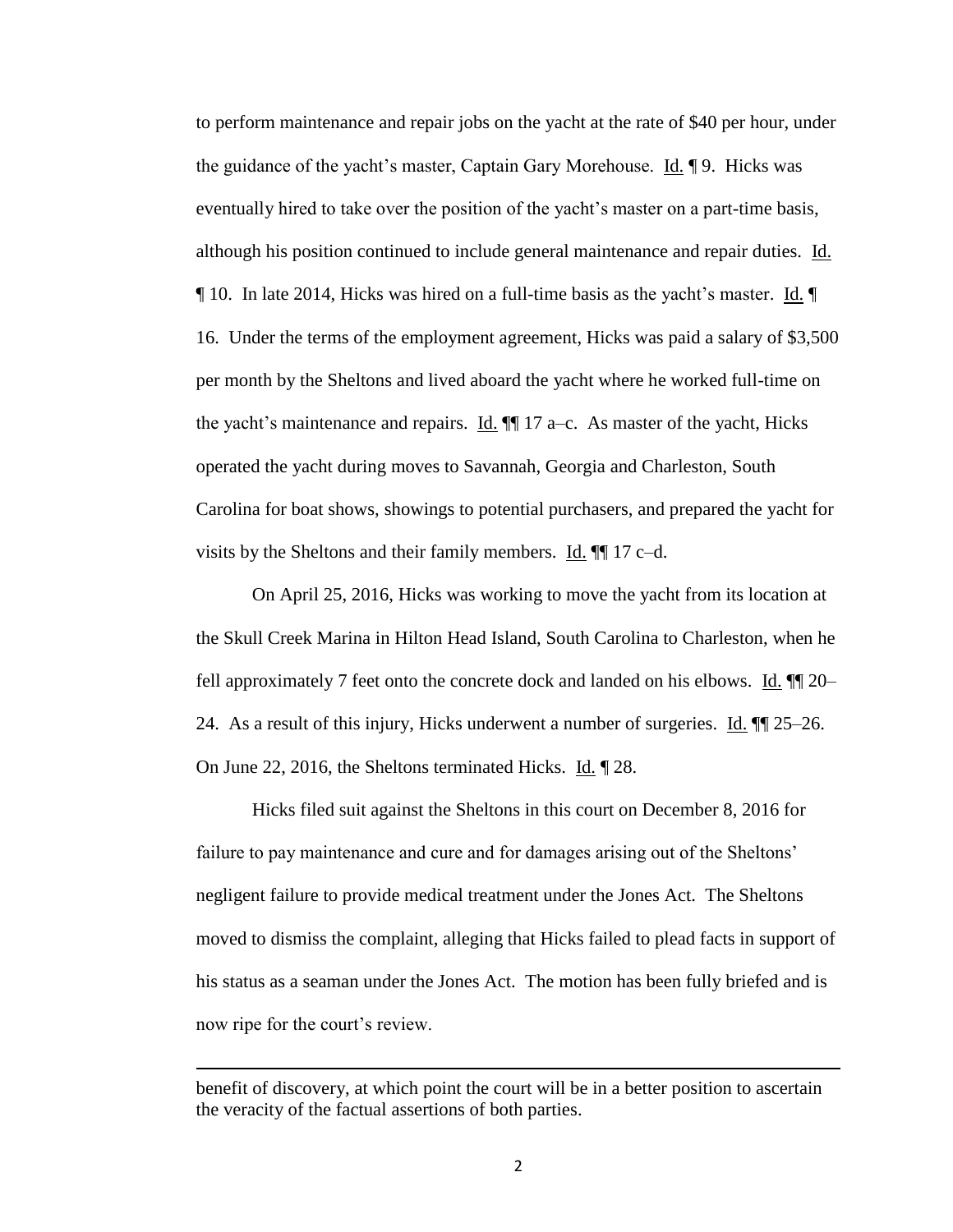to perform maintenance and repair jobs on the yacht at the rate of $40 per hour, under the guidance of the yacht's master, Captain Gary Morehouse. Id. ¶ 9. Hicks was eventually hired to take over the position of the yacht's master on a part-time basis, although his position continued to include general maintenance and repair duties. Id. ¶ 10. In late 2014, Hicks was hired on a full-time basis as the yacht's master. Id. ¶ 16. Under the terms of the employment agreement, Hicks was paid a salary of $3,500 per month by the Sheltons and lived aboard the yacht where he worked full-time on the yacht's maintenance and repairs. Id. ¶¶ 17 a–c. As master of the yacht, Hicks operated the yacht during moves to Savannah, Georgia and Charleston, South Carolina for boat shows, showings to potential purchasers, and prepared the yacht for visits by the Sheltons and their family members. Id. ¶¶ 17 c–d.

On April 25, 2016, Hicks was working to move the yacht from its location at the Skull Creek Marina in Hilton Head Island, South Carolina to Charleston, when he fell approximately 7 feet onto the concrete dock and landed on his elbows. Id. ¶¶ 20–24. As a result of this injury, Hicks underwent a number of surgeries. Id. ¶¶ 25–26. On June 22, 2016, the Sheltons terminated Hicks. Id. ¶ 28.

Hicks filed suit against the Sheltons in this court on December 8, 2016 for failure to pay maintenance and cure and for damages arising out of the Sheltons' negligent failure to provide medical treatment under the Jones Act. The Sheltons moved to dismiss the complaint, alleging that Hicks failed to plead facts in support of his status as a seaman under the Jones Act. The motion has been fully briefed and is now ripe for the court's review.

---

benefit of discovery, at which point the court will be in a better position to ascertain the veracity of the factual assertions of both parties.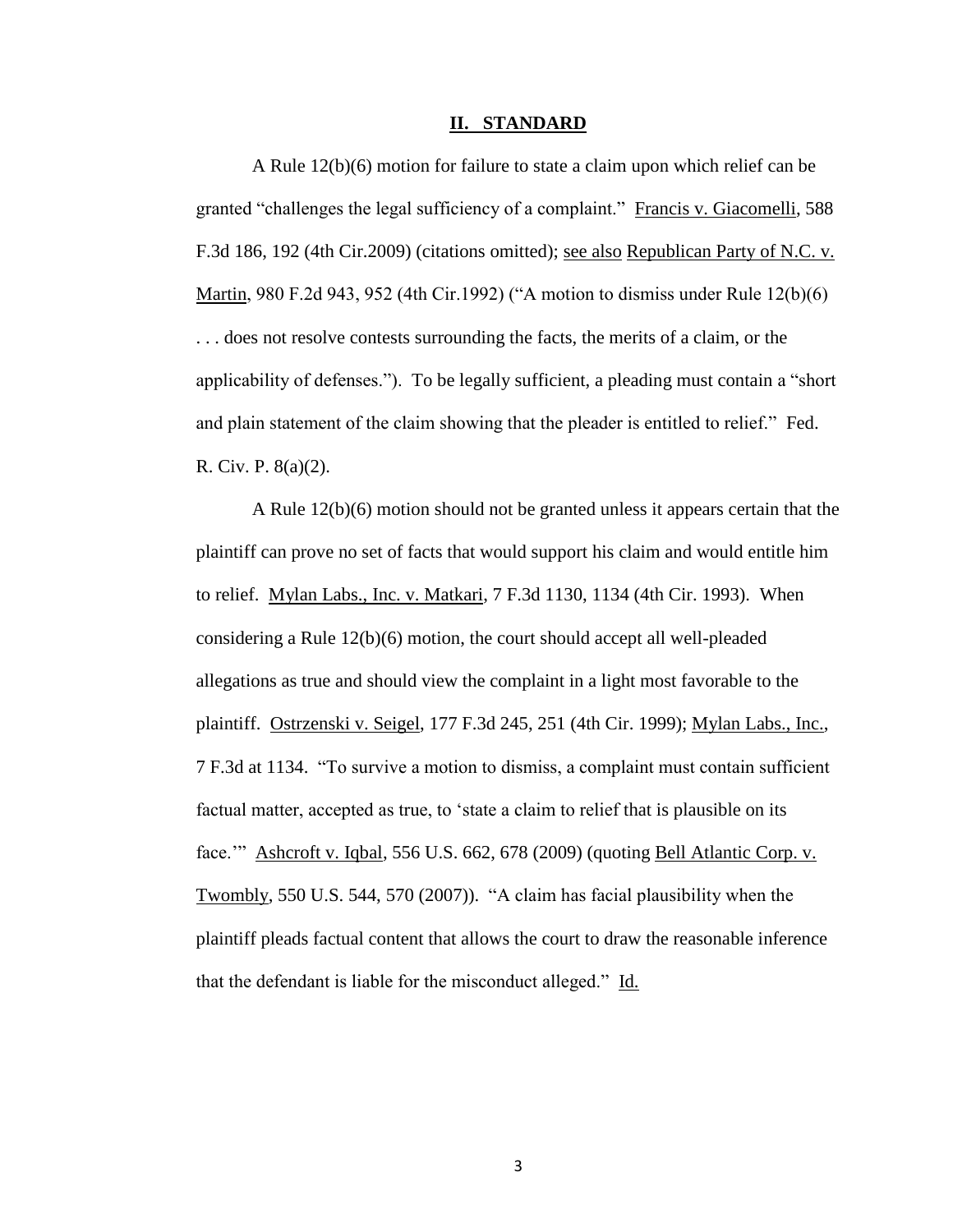## II. STANDARD

A Rule 12(b)(6) motion for failure to state a claim upon which relief can be granted "challenges the legal sufficiency of a complaint." Francis v. Giacomelli, 588 F.3d 186, 192 (4th Cir.2009) (citations omitted); see also Republican Party of N.C. v. Martin, 980 F.2d 943, 952 (4th Cir.1992) ("A motion to dismiss under Rule 12(b)(6) . . . does not resolve contests surrounding the facts, the merits of a claim, or the applicability of defenses."). To be legally sufficient, a pleading must contain a "short and plain statement of the claim showing that the pleader is entitled to relief." Fed. R. Civ. P. 8(a)(2).

A Rule 12(b)(6) motion should not be granted unless it appears certain that the plaintiff can prove no set of facts that would support his claim and would entitle him to relief. Mylan Labs., Inc. v. Matkari, 7 F.3d 1130, 1134 (4th Cir. 1993). When considering a Rule 12(b)(6) motion, the court should accept all well-pleaded allegations as true and should view the complaint in a light most favorable to the plaintiff. Ostrzenski v. Seigel, 177 F.3d 245, 251 (4th Cir. 1999); Mylan Labs., Inc., 7 F.3d at 1134. "To survive a motion to dismiss, a complaint must contain sufficient factual matter, accepted as true, to 'state a claim to relief that is plausible on its face.'" Ashcroft v. Iqbal, 556 U.S. 662, 678 (2009) (quoting Bell Atlantic Corp. v. Twombly, 550 U.S. 544, 570 (2007)). "A claim has facial plausibility when the plaintiff pleads factual content that allows the court to draw the reasonable inference that the defendant is liable for the misconduct alleged." Id.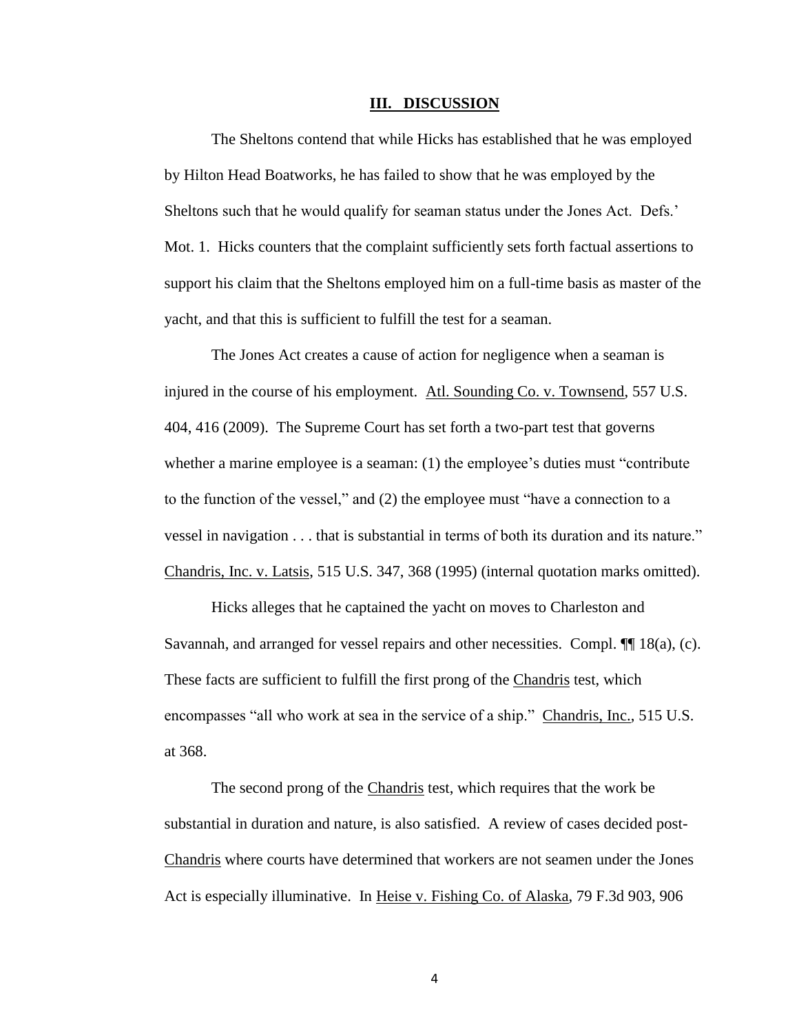## III. DISCUSSION

The Sheltons contend that while Hicks has established that he was employed by Hilton Head Boatworks, he has failed to show that he was employed by the Sheltons such that he would qualify for seaman status under the Jones Act. Defs.' Mot. 1. Hicks counters that the complaint sufficiently sets forth factual assertions to support his claim that the Sheltons employed him on a full-time basis as master of the yacht, and that this is sufficient to fulfill the test for a seaman.

The Jones Act creates a cause of action for negligence when a seaman is injured in the course of his employment. Atl. Sounding Co. v. Townsend, 557 U.S. 404, 416 (2009). The Supreme Court has set forth a two-part test that governs whether a marine employee is a seaman: (1) the employee's duties must "contribute to the function of the vessel," and (2) the employee must "have a connection to a vessel in navigation . . . that is substantial in terms of both its duration and its nature." Chandris, Inc. v. Latsis, 515 U.S. 347, 368 (1995) (internal quotation marks omitted).

Hicks alleges that he captained the yacht on moves to Charleston and Savannah, and arranged for vessel repairs and other necessities. Compl. ¶¶ 18(a), (c). These facts are sufficient to fulfill the first prong of the Chandris test, which encompasses "all who work at sea in the service of a ship." Chandris, Inc., 515 U.S. at 368.

The second prong of the Chandris test, which requires that the work be substantial in duration and nature, is also satisfied. A review of cases decided post-Chandris where courts have determined that workers are not seamen under the Jones Act is especially illuminative. In Heise v. Fishing Co. of Alaska, 79 F.3d 903, 906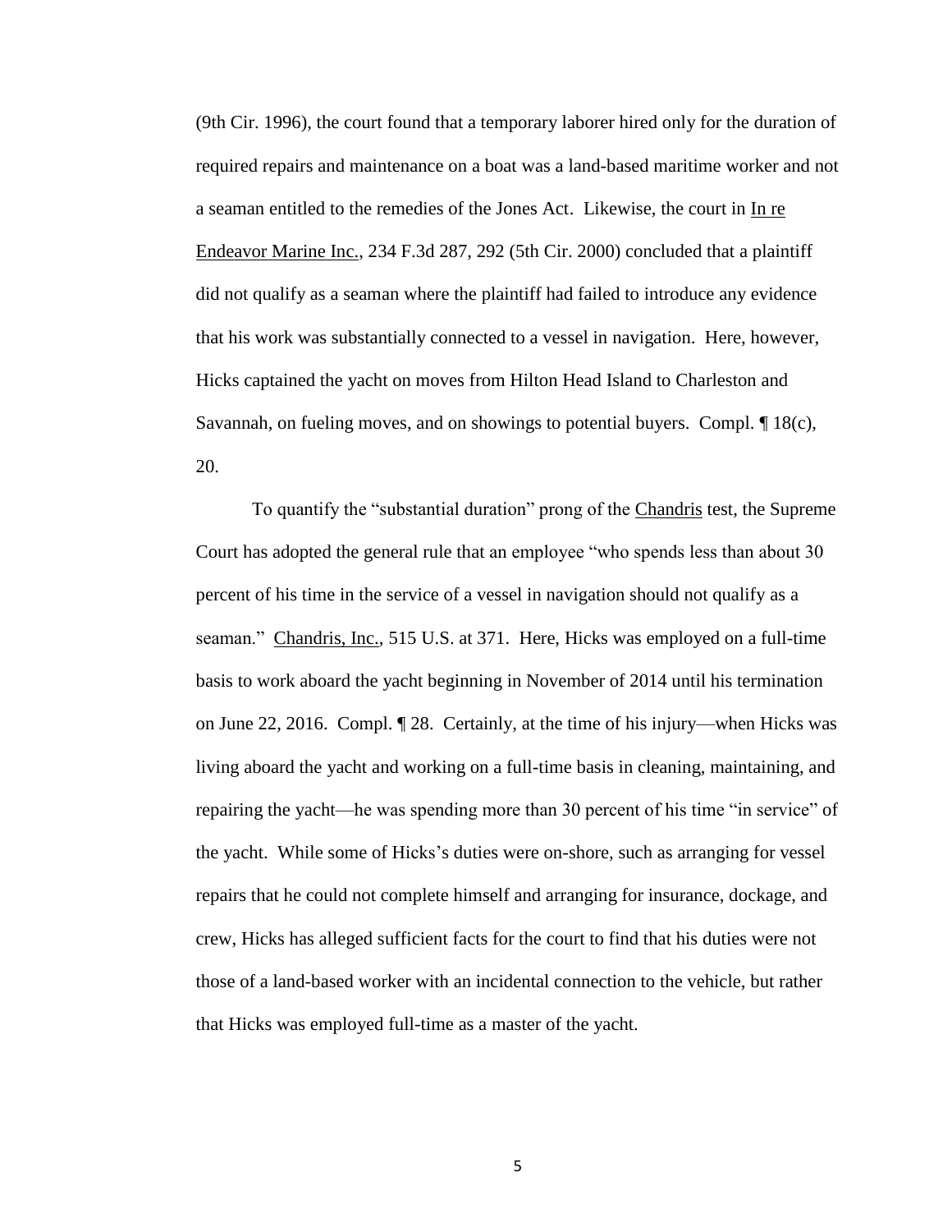(9th Cir. 1996), the court found that a temporary laborer hired only for the duration of required repairs and maintenance on a boat was a land-based maritime worker and not a seaman entitled to the remedies of the Jones Act. Likewise, the court in In re Endeavor Marine Inc., 234 F.3d 287, 292 (5th Cir. 2000) concluded that a plaintiff did not qualify as a seaman where the plaintiff had failed to introduce any evidence that his work was substantially connected to a vessel in navigation. Here, however, Hicks captained the yacht on moves from Hilton Head Island to Charleston and Savannah, on fueling moves, and on showings to potential buyers. Compl. ¶ 18(c), 20.

To quantify the "substantial duration" prong of the Chandris test, the Supreme Court has adopted the general rule that an employee "who spends less than about 30 percent of his time in the service of a vessel in navigation should not qualify as a seaman." Chandris, Inc., 515 U.S. at 371. Here, Hicks was employed on a full-time basis to work aboard the yacht beginning in November of 2014 until his termination on June 22, 2016. Compl. ¶ 28. Certainly, at the time of his injury—when Hicks was living aboard the yacht and working on a full-time basis in cleaning, maintaining, and repairing the yacht—he was spending more than 30 percent of his time "in service" of the yacht. While some of Hicks's duties were on-shore, such as arranging for vessel repairs that he could not complete himself and arranging for insurance, dockage, and crew, Hicks has alleged sufficient facts for the court to find that his duties were not those of a land-based worker with an incidental connection to the vehicle, but rather that Hicks was employed full-time as a master of the yacht.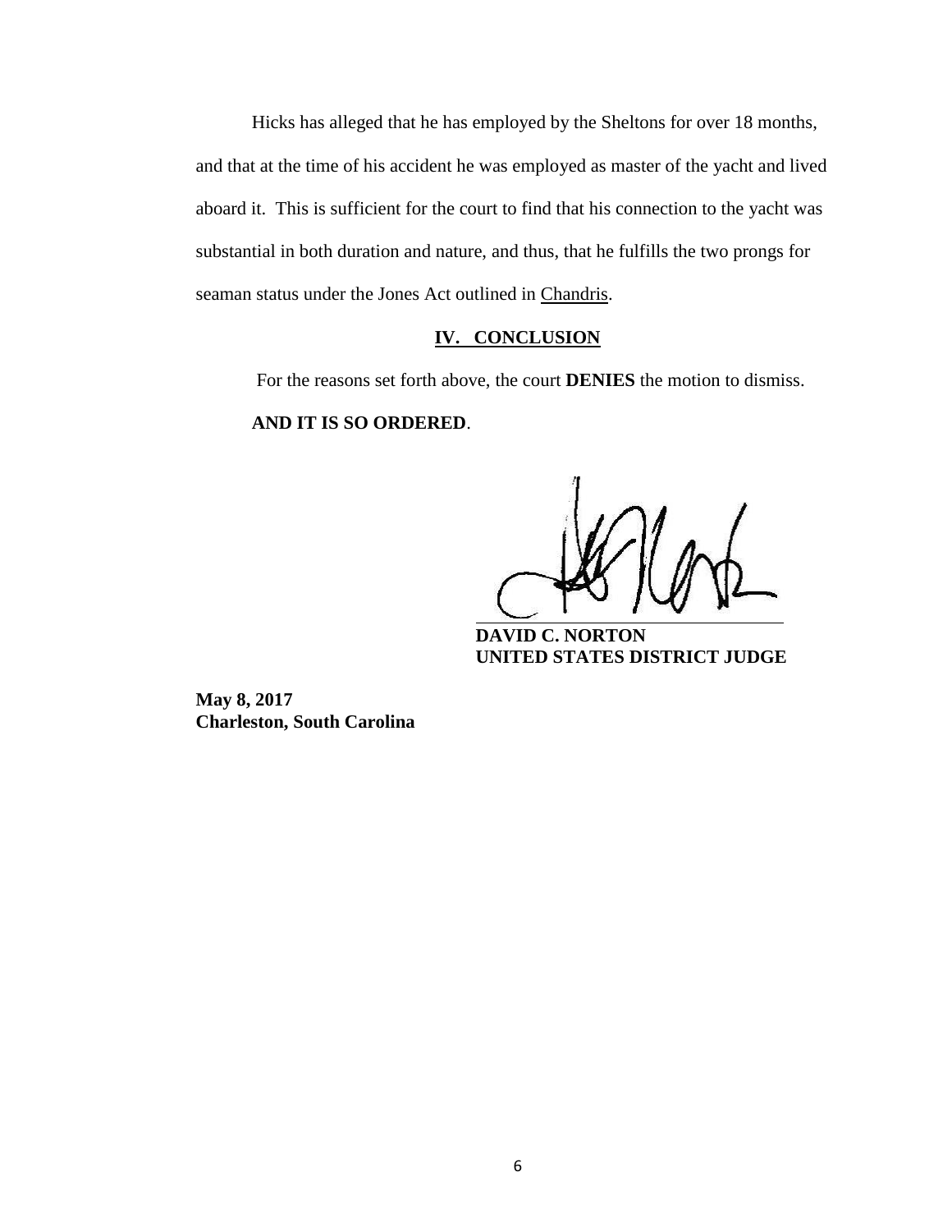Hicks has alleged that he has employed by the Sheltons for over 18 months, and that at the time of his accident he was employed as master of the yacht and lived aboard it. This is sufficient for the court to find that his connection to the yacht was substantial in both duration and nature, and thus, that he fulfills the two prongs for seaman status under the Jones Act outlined in Chandris.

## IV. CONCLUSION

For the reasons set forth above, the court **DENIES** the motion to dismiss.

**AND IT IS SO ORDERED**.

**DAVID C. NORTON**
**UNITED STATES DISTRICT JUDGE**

**May 8, 2017**
**Charleston, South Carolina**